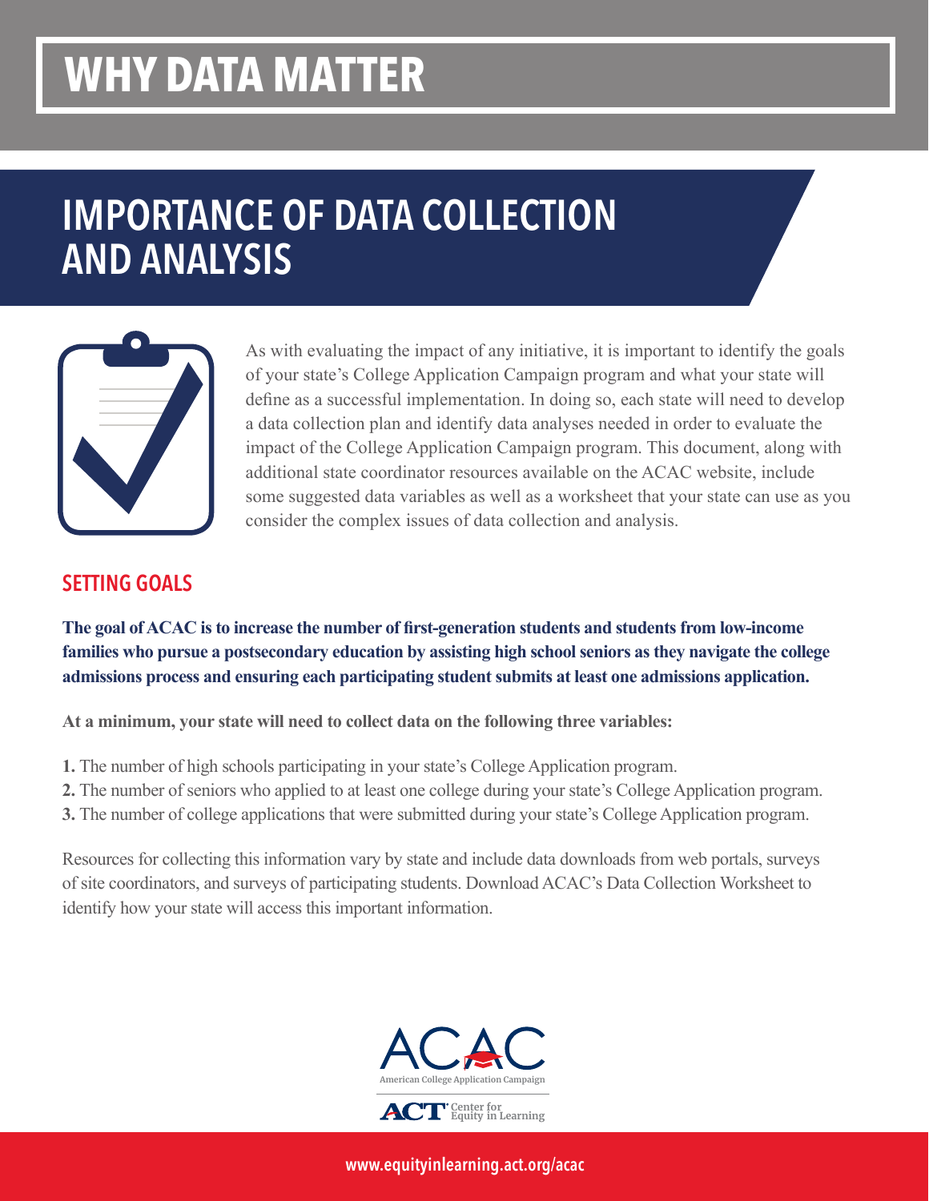# WHY DATA MATTER

## IMPORTANCE OF DATA COLLECTION AND ANALYSIS

As with evaluating the impact of any initiative, it is important to identify the goals of your state's College Application Campaign program and what your state will define as a successful implementation. In doing so, each state will need to develop a data collection plan and identify data analyses needed in order to evaluate the impact of the College Application Campaign program. This document, along with additional state coordinator resources available on the ACAC website, include some suggested data variables as well as a worksheet that your state can use as you consider the complex issues of data collection and analysis.

### SETTING GOALS

**The goal of ACAC is to increase the number of first-generation students and students from low-income families who pursue a postsecondary education by assisting high school seniors as they navigate the college admissions process and ensuring each participating student submits at least one admissions application.**

**At a minimum, your state will need to collect data on the following three variables:**

1. The number of high schools participating in your state's College Application program.
2. The number of seniors who applied to at least one college during your state's College Application program.
3. The number of college applications that were submitted during your state's College Application program.

Resources for collecting this information vary by state and include data downloads from web portals, surveys of site coordinators, and surveys of participating students. Download ACAC's Data Collection Worksheet to identify how your state will access this important information.

ACAC
American College Application Campaign

ACT Center for Equity in Learning

www.equityinlearning.act.org/acac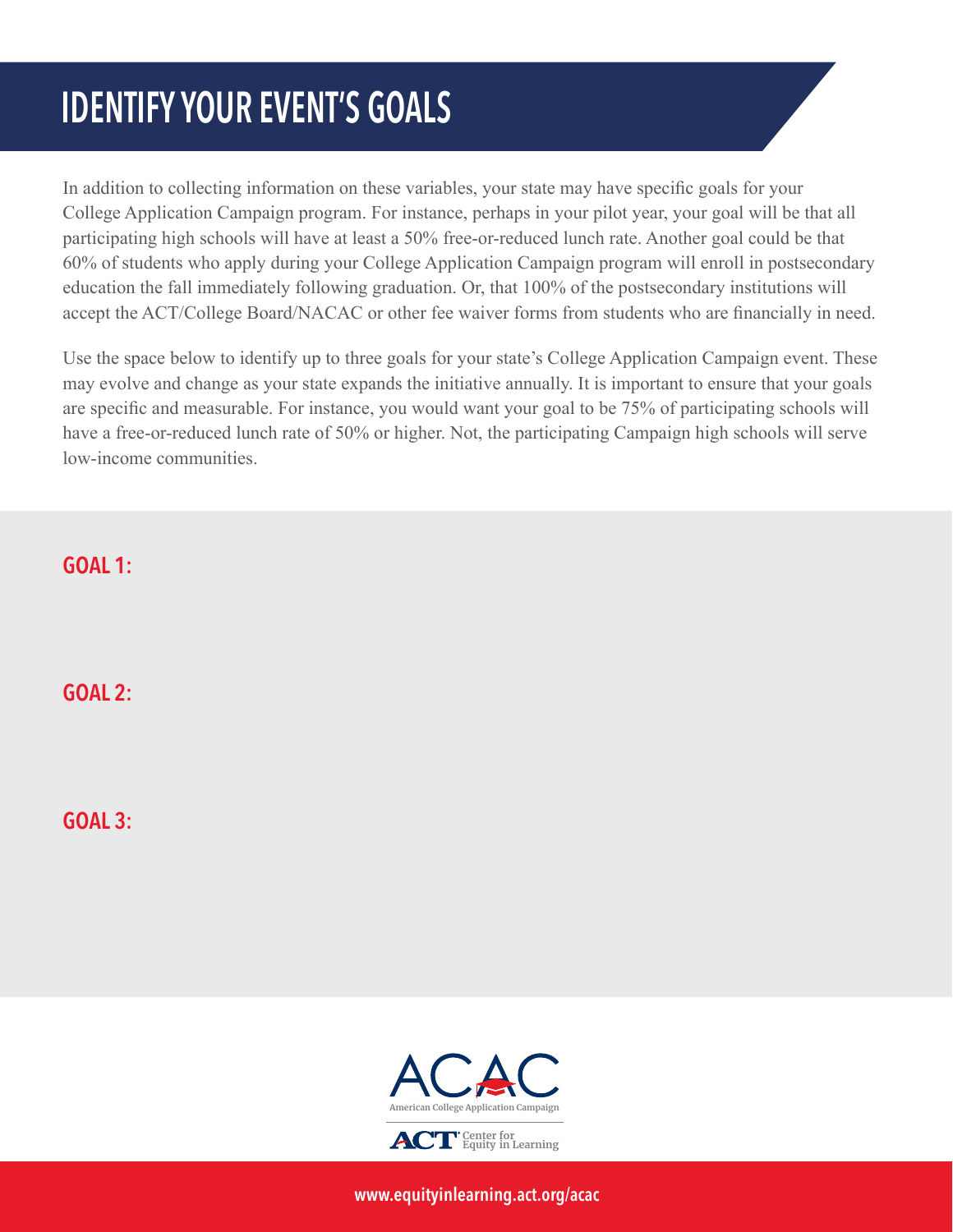# IDENTIFY YOUR EVENT'S GOALS

In addition to collecting information on these variables, your state may have specific goals for your College Application Campaign program. For instance, perhaps in your pilot year, your goal will be that all participating high schools will have at least a 50% free-or-reduced lunch rate. Another goal could be that 60% of students who apply during your College Application Campaign program will enroll in postsecondary education the fall immediately following graduation. Or, that 100% of the postsecondary institutions will accept the ACT/College Board/NACAC or other fee waiver forms from students who are financially in need.

Use the space below to identify up to three goals for your state's College Application Campaign event. These may evolve and change as your state expands the initiative annually. It is important to ensure that your goals are specific and measurable. For instance, you would want your goal to be 75% of participating schools will have a free-or-reduced lunch rate of 50% or higher. Not, the participating Campaign high schools will serve low-income communities.

**GOAL 1:**

**GOAL 2:**

**GOAL 3:**

ACAC
American College Application Campaign

ACT Center for Equity in Learning

www.equityinlearning.act.org/acac